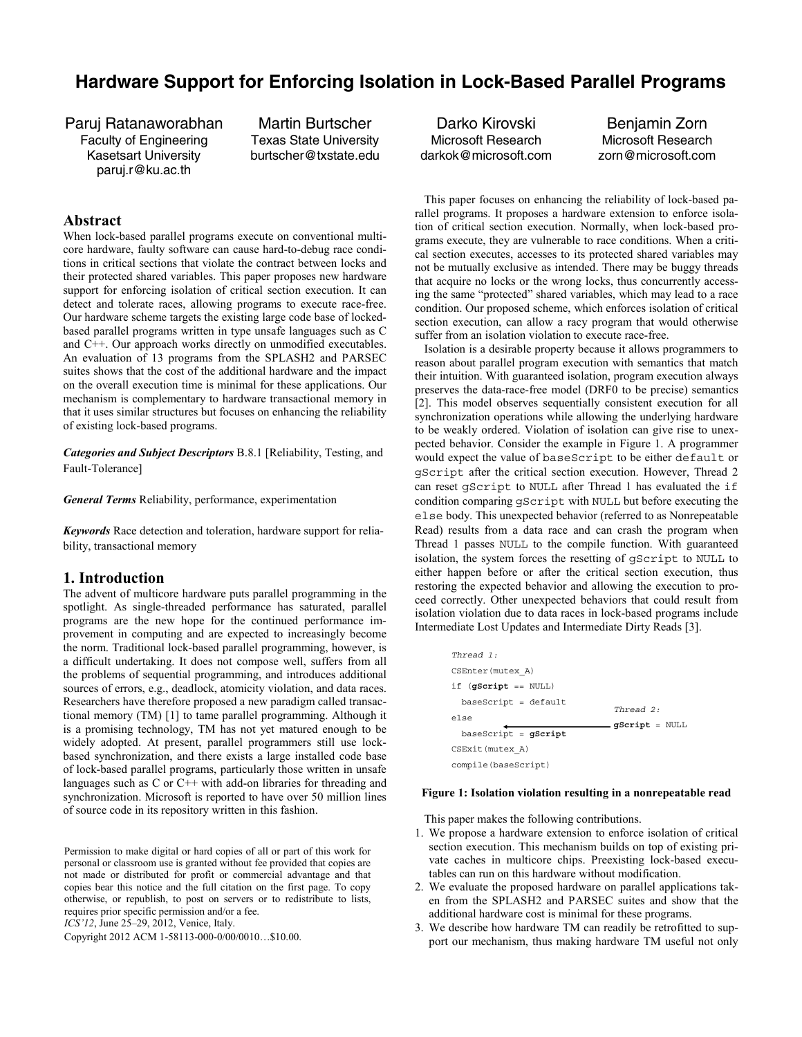# Hardware Support for Enforcing Isolation in Lock-Based Parallel Programs

Paruj Ratanaworabhan
Faculty of Engineering
Kasetsart University
paruj.r@ku.ac.th

Martin Burtscher
Texas State University
burtscher@txstate.edu

Darko Kirovski
Microsoft Research
darkok@microsoft.com

Benjamin Zorn
Microsoft Research
zorn@microsoft.com

## Abstract

When lock-based parallel programs execute on conventional multicore hardware, faulty software can cause hard-to-debug race conditions in critical sections that violate the contract between locks and their protected shared variables. This paper proposes new hardware support for enforcing isolation of critical section execution. It can detect and tolerate races, allowing programs to execute race-free. Our hardware scheme targets the existing large code base of locked-based parallel programs written in type unsafe languages such as C and C++. Our approach works directly on unmodified executables. An evaluation of 13 programs from the SPLASH2 and PARSEC suites shows that the cost of the additional hardware and the impact on the overall execution time is minimal for these applications. Our mechanism is complementary to hardware transactional memory in that it uses similar structures but focuses on enhancing the reliability of existing lock-based programs.

***Categories and Subject Descriptors*** B.8.1 [Reliability, Testing, and Fault-Tolerance]

***General Terms*** Reliability, performance, experimentation

***Keywords*** Race detection and toleration, hardware support for reliability, transactional memory

## 1. Introduction

The advent of multicore hardware puts parallel programming in the spotlight. As single-threaded performance has saturated, parallel programs are the new hope for the continued performance improvement in computing and are expected to increasingly become the norm. Traditional lock-based parallel programming, however, is a difficult undertaking. It does not compose well, suffers from all the problems of sequential programming, and introduces additional sources of errors, e.g., deadlock, atomicity violation, and data races. Researchers have therefore proposed a new paradigm called transactional memory (TM) [1] to tame parallel programming. Although it is a promising technology, TM has not yet matured enough to be widely adopted. At present, parallel programmers still use lock-based synchronization, and there exists a large installed code base of lock-based parallel programs, particularly those written in unsafe languages such as C or C++ with add-on libraries for threading and synchronization. Microsoft is reported to have over 50 million lines of source code in its repository written in this fashion.

Permission to make digital or hard copies of all or part of this work for personal or classroom use is granted without fee provided that copies are not made or distributed for profit or commercial advantage and that copies bear this notice and the full citation on the first page. To copy otherwise, or republish, to post on servers or to redistribute to lists, requires prior specific permission and/or a fee.
*ICS'12*, June 25–29, 2012, Venice, Italy.
Copyright 2012 ACM 1-58113-000-0/00/0010…$10.00.

This paper focuses on enhancing the reliability of lock-based parallel programs. It proposes a hardware extension to enforce isolation of critical section execution. Normally, when lock-based programs execute, they are vulnerable to race conditions. When a critical section executes, accesses to its protected shared variables may not be mutually exclusive as intended. There may be buggy threads that acquire no locks or the wrong locks, thus concurrently accessing the same "protected" shared variables, which may lead to a race condition. Our proposed scheme, which enforces isolation of critical section execution, can allow a racy program that would otherwise suffer from an isolation violation to execute race-free.

Isolation is a desirable property because it allows programmers to reason about parallel program execution with semantics that match their intuition. With guaranteed isolation, program execution always preserves the data-race-free model (DRF0 to be precise) semantics [2]. This model observes sequentially consistent execution for all synchronization operations while allowing the underlying hardware to be weakly ordered. Violation of isolation can give rise to unexpected behavior. Consider the example in Figure 1. A programmer would expect the value of `baseScript` to be either `default` or `gScript` after the critical section execution. However, Thread 2 can reset `gScript` to `NULL` after Thread 1 has evaluated the `if` condition comparing `gScript` with `NULL` but before executing the `else` body. This unexpected behavior (referred to as Nonrepeatable Read) results from a data race and can crash the program when Thread 1 passes `NULL` to the compile function. With guaranteed isolation, the system forces the resetting of `gScript` to `NULL` to either happen before or after the critical section execution, thus restoring the expected behavior and allowing the execution to proceed correctly. Other unexpected behaviors that could result from isolation violation due to data races in lock-based programs include Intermediate Lost Updates and Intermediate Dirty Reads [3].

```
Thread 1:
CSEnter(mutex_A)
if (gScript == NULL)
  baseScript = default
else                                     Thread 2:
  baseScript = gScript  <-------------   gScript = NULL
CSExit(mutex_A)
compile(baseScript)
```

**Figure 1: Isolation violation resulting in a nonrepeatable read**

This paper makes the following contributions.

1. We propose a hardware extension to enforce isolation of critical section execution. This mechanism builds on top of existing private caches in multicore chips. Preexisting lock-based executables can run on this hardware without modification.
2. We evaluate the proposed hardware on parallel applications taken from the SPLASH2 and PARSEC suites and show that the additional hardware cost is minimal for these programs.
3. We describe how hardware TM can readily be retrofitted to support our mechanism, thus making hardware TM useful not only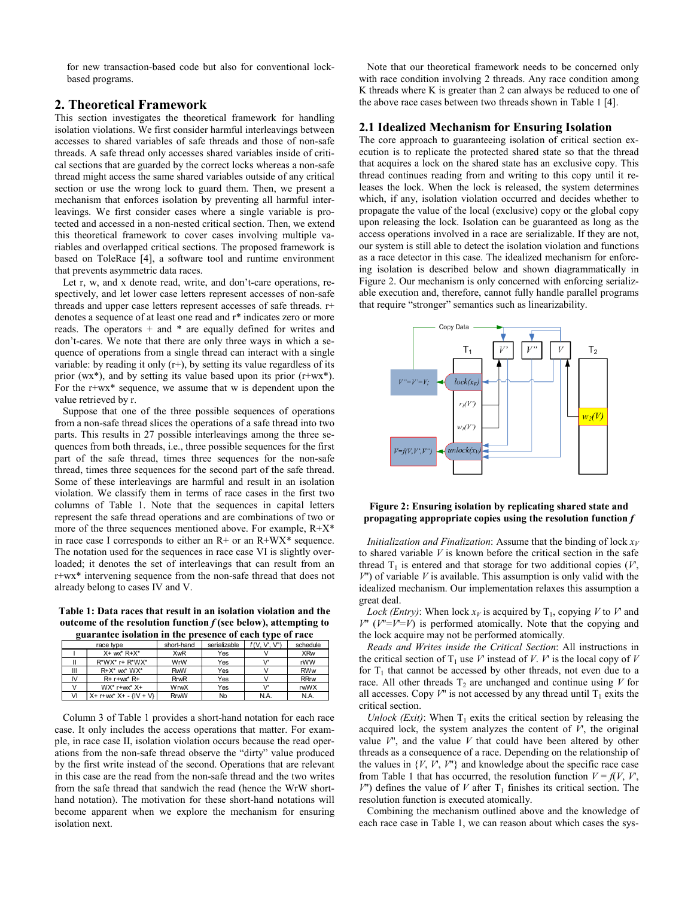for new transaction-based code but also for conventional lock-based programs.

## 2. Theoretical Framework

This section investigates the theoretical framework for handling isolation violations. We first consider harmful interleavings between accesses to shared variables of safe threads and those of non-safe threads. A safe thread only accesses shared variables inside of critical sections that are guarded by the correct locks whereas a non-safe thread might access the same shared variables outside of any critical section or use the wrong lock to guard them. Then, we present a mechanism that enforces isolation by preventing all harmful interleavings. We first consider cases where a single variable is protected and accessed in a non-nested critical section. Then, we extend this theoretical framework to cover cases involving multiple variables and overlapped critical sections. The proposed framework is based on ToleRace [4], a software tool and runtime environment that prevents asymmetric data races.

Let r, w, and x denote read, write, and don't-care operations, respectively, and let lower case letters represent accesses of non-safe threads and upper case letters represent accesses of safe threads. r+ denotes a sequence of at least one read and r* indicates zero or more reads. The operators + and * are equally defined for writes and don't-cares. We note that there are only three ways in which a sequence of operations from a single thread can interact with a single variable: by reading it only (r+), by setting its value regardless of its prior (wx*), and by setting its value based upon its prior (r+wx*). For the r+wx* sequence, we assume that w is dependent upon the value retrieved by r.

Suppose that one of the three possible sequences of operations from a non-safe thread slices the operations of a safe thread into two parts. This results in 27 possible interleavings among the three sequences from both threads, i.e., three possible sequences for the first part of the safe thread, times three sequences for the non-safe thread, times three sequences for the second part of the safe thread. Some of these interleavings are harmful and result in an isolation violation. We classify them in terms of race cases in the first two columns of Table 1. Note that the sequences in capital letters represent the safe thread operations and are combinations of two or more of the three sequences mentioned above. For example, R+X* in race case I corresponds to either an R+ or an R+WX* sequence. The notation used for the sequences in race case VI is slightly overloaded; it denotes the set of interleavings that can result from an r+wx* intervening sequence from the non-safe thread that does not already belong to cases IV and V.

**Table 1: Data races that result in an isolation violation and the outcome of the resolution function *f* (see below), attempting to guarantee isolation in the presence of each type of race**

| race type | | short-hand | serializable | f (V, V', V'') | schedule |
|---|---|---|---|---|---|
| I | X+ wx* R+X* | XwR | Yes | V | XRw |
| II | R*WX* r+ R*WX* | WrW | Yes | V' | rWW |
| III | R+X* wx* WX* | RwW | Yes | V | RWw |
| IV | R+ r+wx* R+ | RrwR | Yes | V | RRrw |
| V | WX* r+wx* X+ | WrwX | Yes | V' | rwWX |
| VI | X+ r+wx* X+ - {IV + V} | RrwW | No | N.A. | N.A. |

Column 3 of Table 1 provides a short-hand notation for each race case. It only includes the access operations that matter. For example, in race case II, isolation violation occurs because the read operations from the non-safe thread observe the "dirty" value produced by the first write instead of the second. Operations that are relevant in this case are the read from the non-safe thread and the two writes from the safe thread that sandwich the read (hence the WrW short-hand notation). The motivation for these short-hand notations will become apparent when we explore the mechanism for ensuring isolation next.

Note that our theoretical framework needs to be concerned only with race condition involving 2 threads. Any race condition among K threads where K is greater than 2 can always be reduced to one of the above race cases between two threads shown in Table 1 [4].

### 2.1 Idealized Mechanism for Ensuring Isolation

The core approach to guaranteeing isolation of critical section execution is to replicate the protected shared state so that the thread that acquires a lock on the shared state has an exclusive copy. This thread continues reading from and writing to this copy until it releases the lock. When the lock is released, the system determines which, if any, isolation violation occurred and decides whether to propagate the value of the local (exclusive) copy or the global copy upon releasing the lock. Isolation can be guaranteed as long as the access operations involved in a race are serializable. If they are not, our system is still able to detect the isolation violation and functions as a race detector in this case. The idealized mechanism for enforcing isolation is described below and shown diagrammatically in Figure 2. Our mechanism is only concerned with enforcing serializable execution and, therefore, cannot fully handle parallel programs that require "stronger" semantics such as linearizability.

Copy Data

$T_1$

$V'$

$V''$

$V$

$T_2$

$V''=V'=V$;

$lock(x_V)$

$r_1(V')$

$w_1(V')$

$w_2(V)$

$V=f(V,V',V'')$

$unlock(x_V)$

**Figure 2: Ensuring isolation by replicating shared state and propagating appropriate copies using the resolution function *f***

*Initialization and Finalization*: Assume that the binding of lock $x_V$ to shared variable $V$ is known before the critical section in the safe thread $T_1$ is entered and that storage for two additional copies ($V'$, $V''$) of variable $V$ is available. This assumption is only valid with the idealized mechanism. Our implementation relaxes this assumption a great deal.

*Lock (Entry)*: When lock $x_V$ is acquired by $T_1$, copying $V$ to $V'$ and $V''$ ($V''=V'=V$) is performed atomically. Note that the copying and the lock acquire may not be performed atomically.

*Reads and Writes inside the Critical Section*: All instructions in the critical section of $T_1$ use $V'$ instead of $V$. $V'$ is the local copy of $V$ for $T_1$ that cannot be accessed by other threads, not even due to a race. All other threads $T_2$ are unchanged and continue using $V$ for all accesses. Copy $V''$ is not accessed by any thread until $T_1$ exits the critical section.

*Unlock (Exit)*: When $T_1$ exits the critical section by releasing the acquired lock, the system analyzes the content of $V'$, the original value $V''$, and the value $V$ that could have been altered by other threads as a consequence of a race. Depending on the relationship of the values in {$V$, $V'$, $V''$} and knowledge about the specific race case from Table 1 that has occurred, the resolution function $V = f(V, V', V'')$ defines the value of $V$ after $T_1$ finishes its critical section. The resolution function is executed atomically.

Combining the mechanism outlined above and the knowledge of each race case in Table 1, we can reason about which cases the sys-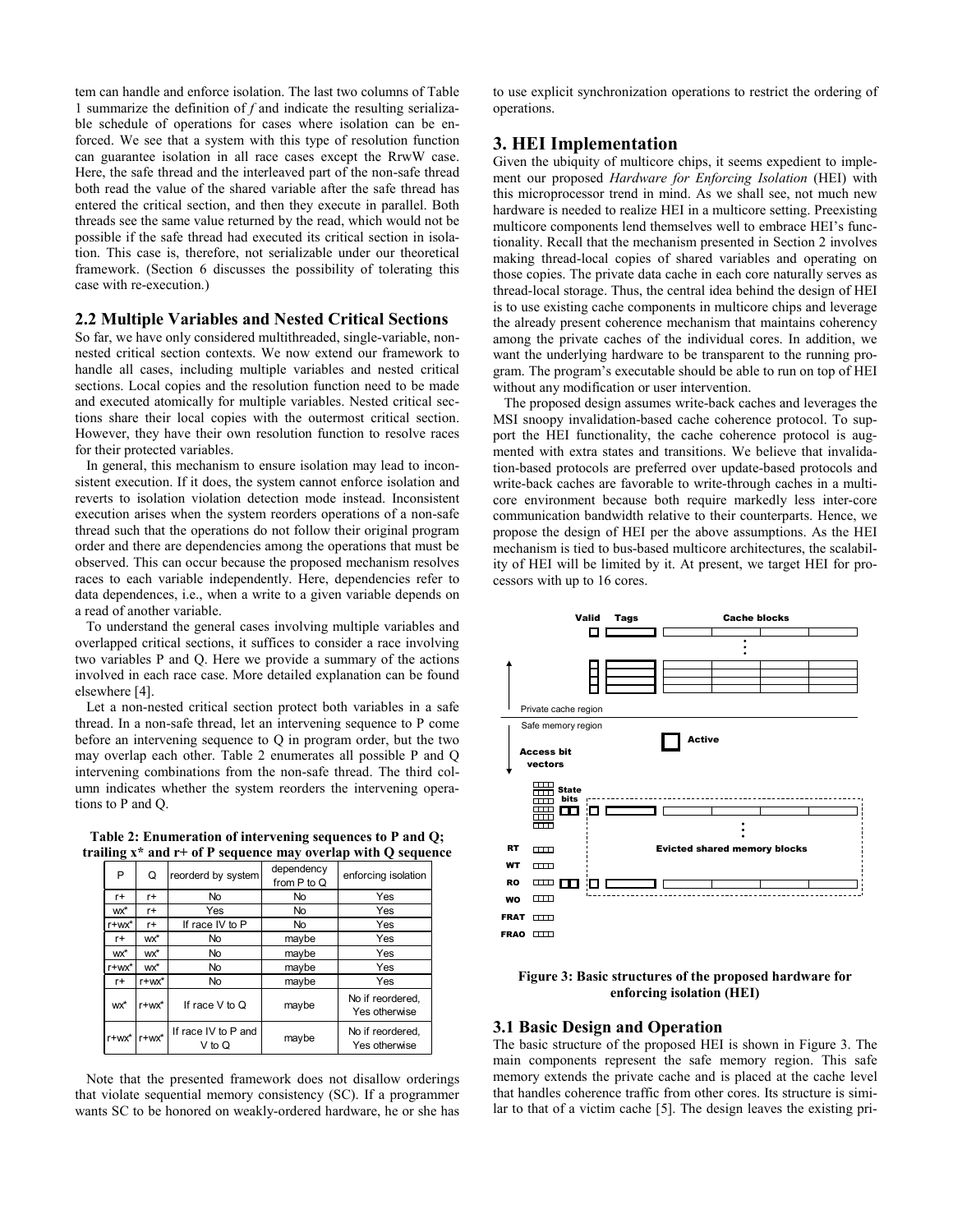tem can handle and enforce isolation. The last two columns of Table 1 summarize the definition of *f* and indicate the resulting serializable schedule of operations for cases where isolation can be enforced. We see that a system with this type of resolution function can guarantee isolation in all race cases except the RrwW case. Here, the safe thread and the interleaved part of the non-safe thread both read the value of the shared variable after the safe thread has entered the critical section, and then they execute in parallel. Both threads see the same value returned by the read, which would not be possible if the safe thread had executed its critical section in isolation. This case is, therefore, not serializable under our theoretical framework. (Section 6 discusses the possibility of tolerating this case with re-execution.)

## 2.2 Multiple Variables and Nested Critical Sections

So far, we have only considered multithreaded, single-variable, non-nested critical section contexts. We now extend our framework to handle all cases, including multiple variables and nested critical sections. Local copies and the resolution function need to be made and executed atomically for multiple variables. Nested critical sections share their local copies with the outermost critical section. However, they have their own resolution function to resolve races for their protected variables.

In general, this mechanism to ensure isolation may lead to inconsistent execution. If it does, the system cannot enforce isolation and reverts to isolation violation detection mode instead. Inconsistent execution arises when the system reorders operations of a non-safe thread such that the operations do not follow their original program order and there are dependencies among the operations that must be observed. This can occur because the proposed mechanism resolves races to each variable independently. Here, dependencies refer to data dependences, i.e., when a write to a given variable depends on a read of another variable.

To understand the general cases involving multiple variables and overlapped critical sections, it suffices to consider a race involving two variables P and Q. Here we provide a summary of the actions involved in each race case. More detailed explanation can be found elsewhere [4].

Let a non-nested critical section protect both variables in a safe thread. In a non-safe thread, let an intervening sequence to P come before an intervening sequence to Q in program order, but the two may overlap each other. Table 2 enumerates all possible P and Q intervening combinations from the non-safe thread. The third column indicates whether the system reorders the intervening operations to P and Q.

**Table 2: Enumeration of intervening sequences to P and Q; trailing x* and r+ of P sequence may overlap with Q sequence**

| P | Q | reorderd by system | dependency from P to Q | enforcing isolation |
|---|---|---|---|---|
| r+ | r+ | No | No | Yes |
| wx* | r+ | Yes | No | Yes |
| r+wx* | r+ | If race IV to P | No | Yes |
| r+ | wx* | No | maybe | Yes |
| wx* | wx* | No | maybe | Yes |
| r+wx* | wx* | No | maybe | Yes |
| r+ | r+wx* | No | maybe | Yes |
| wx* | r+wx* | If race V to Q | maybe | No if reordered, Yes otherwise |
| r+wx* | r+wx* | If race IV to P and V to Q | maybe | No if reordered, Yes otherwise |

Note that the presented framework does not disallow orderings that violate sequential memory consistency (SC). If a programmer wants SC to be honored on weakly-ordered hardware, he or she has to use explicit synchronization operations to restrict the ordering of operations.

# 3. HEI Implementation

Given the ubiquity of multicore chips, it seems expedient to implement our proposed *Hardware for Enforcing Isolation* (HEI) with this microprocessor trend in mind. As we shall see, not much new hardware is needed to realize HEI in a multicore setting. Preexisting multicore components lend themselves well to embrace HEI's functionality. Recall that the mechanism presented in Section 2 involves making thread-local copies of shared variables and operating on those copies. The private data cache in each core naturally serves as thread-local storage. Thus, the central idea behind the design of HEI is to use existing cache components in multicore chips and leverage the already present coherence mechanism that maintains coherency among the private caches of the individual cores. In addition, we want the underlying hardware to be transparent to the running program. The program's executable should be able to run on top of HEI without any modification or user intervention.

The proposed design assumes write-back caches and leverages the MSI snoopy invalidation-based cache coherence protocol. To support the HEI functionality, the cache coherence protocol is augmented with extra states and transitions. We believe that invalidation-based protocols are preferred over update-based protocols and write-back caches are favorable to write-through caches in a multicore environment because both require markedly less inter-core communication bandwidth relative to their counterparts. Hence, we propose the design of HEI per the above assumptions. As the HEI mechanism is tied to bus-based multicore architectures, the scalability of HEI will be limited by it. At present, we target HEI for processors with up to 16 cores.

Valid
Tags
Cache blocks
Private cache region
Safe memory region
Active
Access bit vectors
State bits
Evicted shared memory blocks
RT
WT
RO
WO
FRAT
FRAO

**Figure 3: Basic structures of the proposed hardware for enforcing isolation (HEI)**

## 3.1 Basic Design and Operation

The basic structure of the proposed HEI is shown in Figure 3. The main components represent the safe memory region. This safe memory extends the private cache and is placed at the cache level that handles coherence traffic from other cores. Its structure is similar to that of a victim cache [5]. The design leaves the existing pri-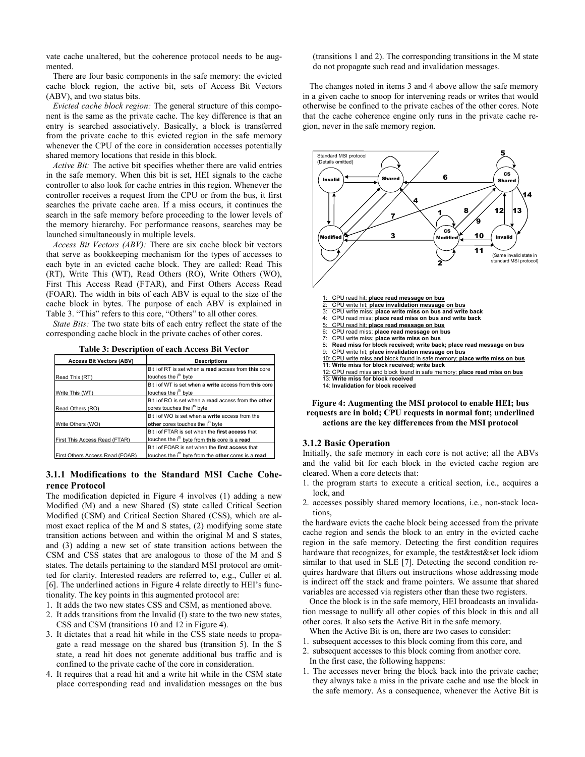vate cache unaltered, but the coherence protocol needs to be augmented.

There are four basic components in the safe memory: the evicted cache block region, the active bit, sets of Access Bit Vectors (ABV), and two status bits.

*Evicted cache block region:* The general structure of this component is the same as the private cache. The key difference is that an entry is searched associatively. Basically, a block is transferred from the private cache to this evicted region in the safe memory whenever the CPU of the core in consideration accesses potentially shared memory locations that reside in this block.

*Active Bit:* The active bit specifies whether there are valid entries in the safe memory. When this bit is set, HEI signals to the cache controller to also look for cache entries in this region. Whenever the controller receives a request from the CPU or from the bus, it first searches the private cache area. If a miss occurs, it continues the search in the safe memory before proceeding to the lower levels of the memory hierarchy. For performance reasons, searches may be launched simultaneously in multiple levels.

*Access Bit Vectors (ABV):* There are six cache block bit vectors that serve as bookkeeping mechanism for the types of accesses to each byte in an evicted cache block. They are called: Read This (RT), Write This (WT), Read Others (RO), Write Others (WO), First This Access Read (FTAR), and First Others Access Read (FOAR). The width in bits of each ABV is equal to the size of the cache block in bytes. The purpose of each ABV is explained in Table 3. "This" refers to this core, "Others" to all other cores.

*State Bits:* The two state bits of each entry reflect the state of the corresponding cache block in the private caches of other cores.

**Table 3: Description of each Access Bit Vector**

| Access Bit Vectors (ABV) | Descriptions |
|---|---|
| Read This (RT) | Bit i of RT is set when a **read** access from **this** core touches the i[th] byte |
| Write This (WT) | Bit i of WT is set when a **write** access from **this** core touches the i[th] byte |
| Read Others (RO) | Bit i of RO is set when a **read** access from the **other** cores touches the i[th] byte |
| Write Others (WO) | Bit i of WO is set when a **write** access from the **other** cores touches the i[th] byte |
| First This Access Read (FTAR) | Bit i of FTAR is set when the **first access** that touches the i[th] byte from **this** core is a **read** |
| First Others Access Read (FOAR) | Bit i of FOAR is set when the **first access** that touches the i[th] byte from the **other** cores is a **read** |

### 3.1.1 Modifications to the Standard MSI Cache Coherence Protocol

The modification depicted in Figure 4 involves (1) adding a new Modified (M) and a new Shared (S) state called Critical Section Modified (CSM) and Critical Section Shared (CSS), which are almost exact replica of the M and S states, (2) modifying some state transition actions between and within the original M and S states, and (3) adding a new set of state transition actions between the CSM and CSS states that are analogous to those of the M and S states. The details pertaining to the standard MSI protocol are omitted for clarity. Interested readers are referred to, e.g., Culler et al. [6]. The underlined actions in Figure 4 relate directly to HEI's functionality. The key points in this augmented protocol are:

1. It adds the two new states CSS and CSM, as mentioned above.
2. It adds transitions from the Invalid (I) state to the two new states, CSS and CSM (transitions 10 and 12 in Figure 4).
3. It dictates that a read hit while in the CSS state needs to propagate a read message on the shared bus (transition 5). In the S state, a read hit does not generate additional bus traffic and is confined to the private cache of the core in consideration.
4. It requires that a read hit and a write hit while in the CSM state place corresponding read and invalidation messages on the bus (transitions 1 and 2). The corresponding transitions in the M state do not propagate such read and invalidation messages.

The changes noted in items 3 and 4 above allow the safe memory in a given cache to snoop for intervening reads or writes that would otherwise be confined to the private caches of the other cores. Note that the cache coherence engine only runs in the private cache region, never in the safe memory region.

Standard MSI protocol (Details omitted)

Invalid
Shared
Modified
CS Shared
CS Modified
Invalid
(Same invalid state in standard MSI protocol)

1 2 3 4 5 6 7 8 9 10 11 12 13 14

1: CPU read hit; **place read message on bus**
2: CPU write hit; **place invalidation message on bus**
3: CPU write miss; **place write miss on bus and write back**
4: CPU read miss; **place read miss on bus and write back**
5: CPU read hit; **place read message on bus**
6: CPU read miss; **place read message on bus**
7: CPU write miss; **place write miss on bus**
8: **Read miss for block received; write back; place read message on bus**
9: CPU write hit; **place invalidation message on bus**
10: CPU write miss and block found in safe memory; **place write miss on bus**
11: **Write miss for block received; write back**
12: CPU read miss and block found in safe memory; **place read miss on bus**
13: **Write miss for block received**
14: **Invalidation for block received**

**Figure 4: Augmenting the MSI protocol to enable HEI; bus requests are in bold; CPU requests in normal font; underlined actions are the key differences from the MSI protocol**

### 3.1.2 Basic Operation

Initially, the safe memory in each core is not active; all the ABVs and the valid bit for each block in the evicted cache region are cleared. When a core detects that:

1. the program starts to execute a critical section, i.e., acquires a lock, and
2. accesses possibly shared memory locations, i.e., non-stack locations,

the hardware evicts the cache block being accessed from the private cache region and sends the block to an entry in the evicted cache region in the safe memory. Detecting the first condition requires hardware that recognizes, for example, the test&test&set lock idiom similar to that used in SLE [7]. Detecting the second condition requires hardware that filters out instructions whose addressing mode is indirect off the stack and frame pointers. We assume that shared variables are accessed via registers other than these two registers.

Once the block is in the safe memory, HEI broadcasts an invalidation message to nullify all other copies of this block in this and all other cores. It also sets the Active Bit in the safe memory.

When the Active Bit is on, there are two cases to consider:

1. subsequent accesses to this block coming from this core, and
2. subsequent accesses to this block coming from another core.

In the first case, the following happens:

1. The accesses never bring the block back into the private cache; they always take a miss in the private cache and use the block in the safe memory. As a consequence, whenever the Active Bit is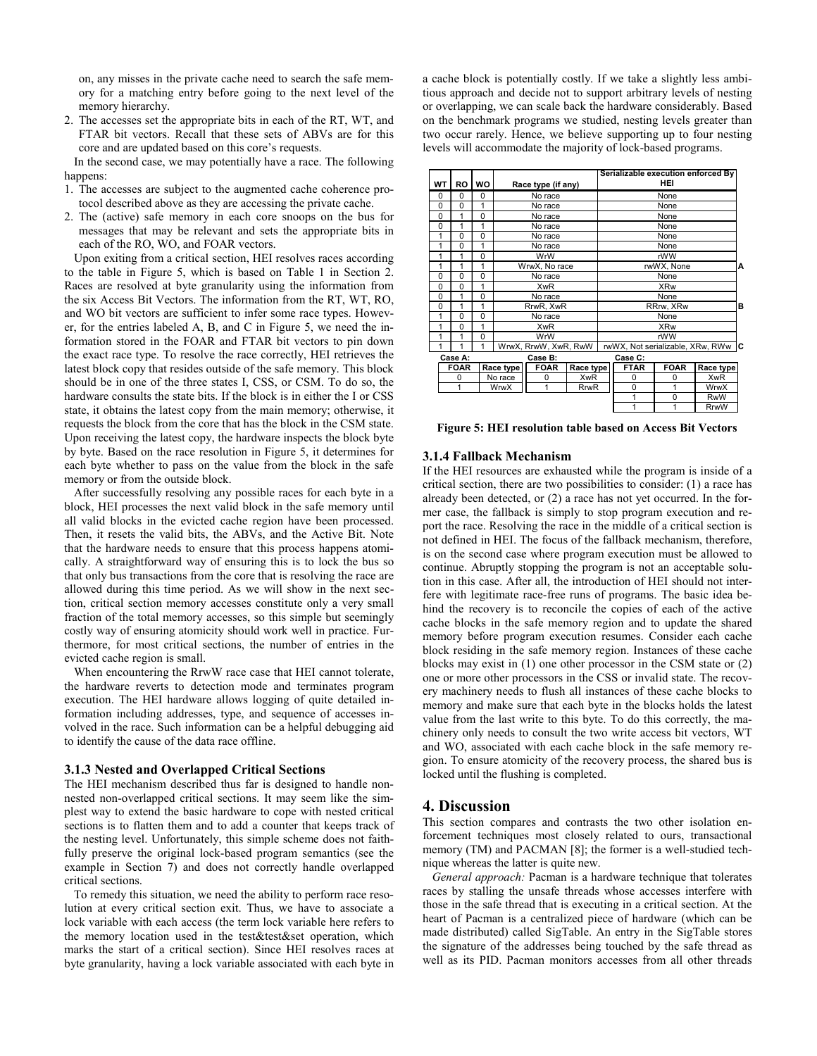on, any misses in the private cache need to search the safe memory for a matching entry before going to the next level of the memory hierarchy.

2. The accesses set the appropriate bits in each of the RT, WT, and FTAR bit vectors. Recall that these sets of ABVs are for this core and are updated based on this core's requests.

In the second case, we may potentially have a race. The following happens:

1. The accesses are subject to the augmented cache coherence protocol described above as they are accessing the private cache.
2. The (active) safe memory in each core snoops on the bus for messages that may be relevant and sets the appropriate bits in each of the RO, WO, and FOAR vectors.

Upon exiting from a critical section, HEI resolves races according to the table in Figure 5, which is based on Table 1 in Section 2. Races are resolved at byte granularity using the information from the six Access Bit Vectors. The information from the RT, WT, RO, and WO bit vectors are sufficient to infer some race types. However, for the entries labeled A, B, and C in Figure 5, we need the information stored in the FOAR and FTAR bit vectors to pin down the exact race type. To resolve the race correctly, HEI retrieves the latest block copy that resides outside of the safe memory. This block should be in one of the three states I, CSS, or CSM. To do so, the hardware consults the state bits. If the block is in either the I or CSS state, it obtains the latest copy from the main memory; otherwise, it requests the block from the core that has the block in the CSM state. Upon receiving the latest copy, the hardware inspects the block byte by byte. Based on the race resolution in Figure 5, it determines for each byte whether to pass on the value from the block in the safe memory or from the outside block.

After successfully resolving any possible races for each byte in a block, HEI processes the next valid block in the safe memory until all valid blocks in the evicted cache region have been processed. Then, it resets the valid bits, the ABVs, and the Active Bit. Note that the hardware needs to ensure that this process happens atomically. A straightforward way of ensuring this is to lock the bus so that only bus transactions from the core that is resolving the race are allowed during this time period. As we will show in the next section, critical section memory accesses constitute only a very small fraction of the total memory accesses, so this simple but seemingly costly way of ensuring atomicity should work well in practice. Furthermore, for most critical sections, the number of entries in the evicted cache region is small.

When encountering the RrwW race case that HEI cannot tolerate, the hardware reverts to detection mode and terminates program execution. The HEI hardware allows logging of quite detailed information including addresses, type, and sequence of accesses involved in the race. Such information can be a helpful debugging aid to identify the cause of the data race offline.

### 3.1.3 Nested and Overlapped Critical Sections

The HEI mechanism described thus far is designed to handle non-nested non-overlapped critical sections. It may seem like the simplest way to extend the basic hardware to cope with nested critical sections is to flatten them and to add a counter that keeps track of the nesting level. Unfortunately, this simple scheme does not faithfully preserve the original lock-based program semantics (see the example in Section 7) and does not correctly handle overlapped critical sections.

To remedy this situation, we need the ability to perform race resolution at every critical section exit. Thus, we have to associate a lock variable with each access (the term lock variable here refers to the memory location used in the test&test&set operation, which marks the start of a critical section). Since HEI resolves races at byte granularity, having a lock variable associated with each byte in a cache block is potentially costly. If we take a slightly less ambitious approach and decide not to support arbitrary levels of nesting or overlapping, we can scale back the hardware considerably. Based on the benchmark programs we studied, nesting levels greater than two occur rarely. Hence, we believe supporting up to four nesting levels will accommodate the majority of lock-based programs.

| WT | RO | WO | Race type (if any) | Serializable execution enforced By HEI | |
|---|---|---|---|---|---|
| 0 | 0 | 0 | No race | None | |
| 0 | 0 | 1 | No race | None | |
| 0 | 1 | 0 | No race | None | |
| 0 | 1 | 1 | No race | None | |
| 1 | 0 | 0 | No race | None | |
| 1 | 0 | 1 | No race | None | |
| 1 | 1 | 0 | WrW | rWW | |
| 1 | 1 | 1 | WrwX, No race | rwWX, None | A |
| 0 | 0 | 0 | No race | None | |
| 0 | 0 | 1 | XwR | XRw | |
| 0 | 1 | 0 | No race | None | |
| 0 | 1 | 1 | RrwR, XwR | RRrw, XRw | B |
| 1 | 0 | 0 | No race | None | |
| 1 | 0 | 1 | XwR | XRw | |
| 1 | 1 | 0 | WrW | rWW | |
| 1 | 1 | 1 | WrwX, RrwW, XwR, RwW | rwWX, Not serializable, XRw, RWw | C |

Case A:

| FOAR | Race type |
|---|---|
| 0 | No race |
| 1 | WrwX |

Case B:

| FOAR | Race type |
|---|---|
| 0 | XwR |
| 1 | RrwR |

Case C:

| FTAR | FOAR | Race type |
|---|---|---|
| 0 | 0 | XwR |
| 0 | 1 | WrwX |
| 1 | 0 | RwW |
| 1 | 1 | RrwW |

**Figure 5: HEI resolution table based on Access Bit Vectors**

### 3.1.4 Fallback Mechanism

If the HEI resources are exhausted while the program is inside of a critical section, there are two possibilities to consider: (1) a race has already been detected, or (2) a race has not yet occurred. In the former case, the fallback is simply to stop program execution and report the race. Resolving the race in the middle of a critical section is not defined in HEI. The focus of the fallback mechanism, therefore, is on the second case where program execution must be allowed to continue. Abruptly stopping the program is not an acceptable solution in this case. After all, the introduction of HEI should not interfere with legitimate race-free runs of programs. The basic idea behind the recovery is to reconcile the copies of each of the active cache blocks in the safe memory region and to update the shared memory before program execution resumes. Consider each cache block residing in the safe memory region. Instances of these cache blocks may exist in (1) one other processor in the CSM state or (2) one or more other processors in the CSS or invalid state. The recovery machinery needs to flush all instances of these cache blocks to memory and make sure that each byte in the blocks holds the latest value from the last write to this byte. To do this correctly, the machinery only needs to consult the two write access bit vectors, WT and WO, associated with each cache block in the safe memory region. To ensure atomicity of the recovery process, the shared bus is locked until the flushing is completed.

## 4. Discussion

This section compares and contrasts the two other isolation enforcement techniques most closely related to ours, transactional memory (TM) and PACMAN [8]; the former is a well-studied technique whereas the latter is quite new.

*General approach:* Pacman is a hardware technique that tolerates races by stalling the unsafe threads whose accesses interfere with those in the safe thread that is executing in a critical section. At the heart of Pacman is a centralized piece of hardware (which can be made distributed) called SigTable. An entry in the SigTable stores the signature of the addresses being touched by the safe thread as well as its PID. Pacman monitors accesses from all other threads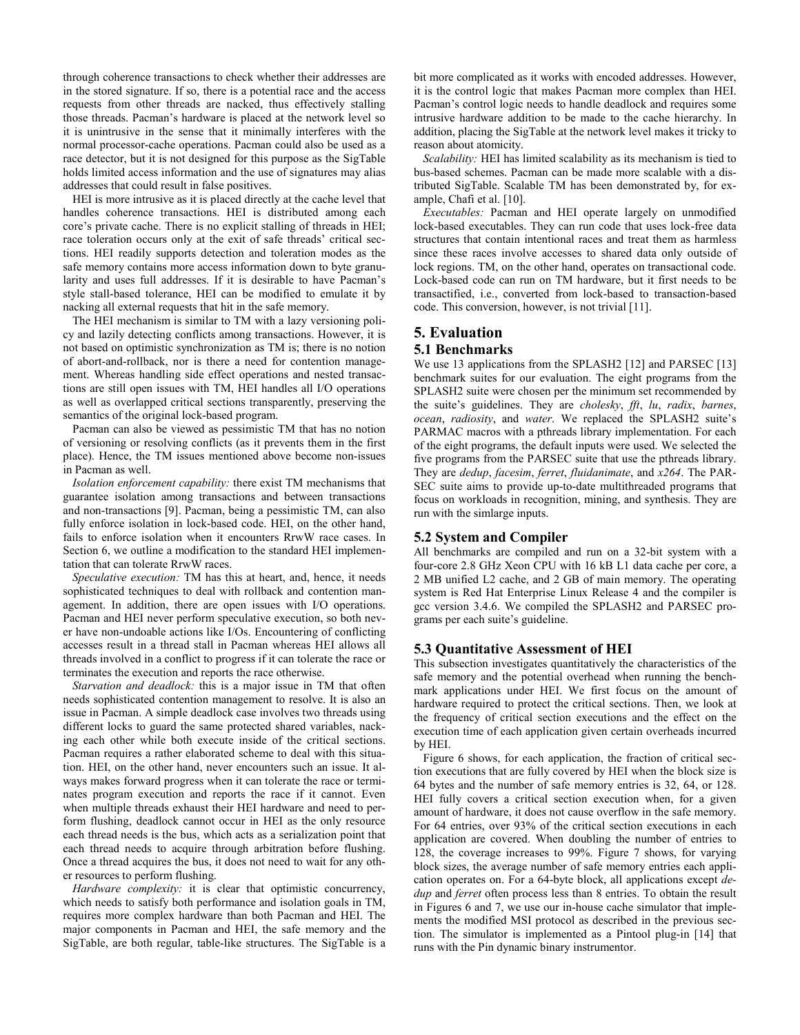through coherence transactions to check whether their addresses are in the stored signature. If so, there is a potential race and the access requests from other threads are nacked, thus effectively stalling those threads. Pacman's hardware is placed at the network level so it is unintrusive in the sense that it minimally interferes with the normal processor-cache operations. Pacman could also be used as a race detector, but it is not designed for this purpose as the SigTable holds limited access information and the use of signatures may alias addresses that could result in false positives.

HEI is more intrusive as it is placed directly at the cache level that handles coherence transactions. HEI is distributed among each core's private cache. There is no explicit stalling of threads in HEI; race toleration occurs only at the exit of safe threads' critical sections. HEI readily supports detection and toleration modes as the safe memory contains more access information down to byte granularity and uses full addresses. If it is desirable to have Pacman's style stall-based tolerance, HEI can be modified to emulate it by nacking all external requests that hit in the safe memory.

The HEI mechanism is similar to TM with a lazy versioning policy and lazily detecting conflicts among transactions. However, it is not based on optimistic synchronization as TM is; there is no notion of abort-and-rollback, nor is there a need for contention management. Whereas handling side effect operations and nested transactions are still open issues with TM, HEI handles all I/O operations as well as overlapped critical sections transparently, preserving the semantics of the original lock-based program.

Pacman can also be viewed as pessimistic TM that has no notion of versioning or resolving conflicts (as it prevents them in the first place). Hence, the TM issues mentioned above become non-issues in Pacman as well.

*Isolation enforcement capability:* there exist TM mechanisms that guarantee isolation among transactions and between transactions and non-transactions [9]. Pacman, being a pessimistic TM, can also fully enforce isolation in lock-based code. HEI, on the other hand, fails to enforce isolation when it encounters RrwW race cases. In Section 6, we outline a modification to the standard HEI implementation that can tolerate RrwW races.

*Speculative execution:* TM has this at heart, and, hence, it needs sophisticated techniques to deal with rollback and contention management. In addition, there are open issues with I/O operations. Pacman and HEI never perform speculative execution, so both never have non-undoable actions like I/Os. Encountering of conflicting accesses result in a thread stall in Pacman whereas HEI allows all threads involved in a conflict to progress if it can tolerate the race or terminates the execution and reports the race otherwise.

*Starvation and deadlock:* this is a major issue in TM that often needs sophisticated contention management to resolve. It is also an issue in Pacman. A simple deadlock case involves two threads using different locks to guard the same protected shared variables, nacking each other while both execute inside of the critical sections. Pacman requires a rather elaborated scheme to deal with this situation. HEI, on the other hand, never encounters such an issue. It always makes forward progress when it can tolerate the race or terminates program execution and reports the race if it cannot. Even when multiple threads exhaust their HEI hardware and need to perform flushing, deadlock cannot occur in HEI as the only resource each thread needs is the bus, which acts as a serialization point that each thread needs to acquire through arbitration before flushing. Once a thread acquires the bus, it does not need to wait for any other resources to perform flushing.

*Hardware complexity:* it is clear that optimistic concurrency, which needs to satisfy both performance and isolation goals in TM, requires more complex hardware than both Pacman and HEI. The major components in Pacman and HEI, the safe memory and the SigTable, are both regular, table-like structures. The SigTable is a bit more complicated as it works with encoded addresses. However, it is the control logic that makes Pacman more complex than HEI. Pacman's control logic needs to handle deadlock and requires some intrusive hardware addition to be made to the cache hierarchy. In addition, placing the SigTable at the network level makes it tricky to reason about atomicity.

*Scalability:* HEI has limited scalability as its mechanism is tied to bus-based schemes. Pacman can be made more scalable with a distributed SigTable. Scalable TM has been demonstrated by, for example, Chafi et al. [10].

*Executables:* Pacman and HEI operate largely on unmodified lock-based executables. They can run code that uses lock-free data structures that contain intentional races and treat them as harmless since these races involve accesses to shared data only outside of lock regions. TM, on the other hand, operates on transactional code. Lock-based code can run on TM hardware, but it first needs to be transactified, i.e., converted from lock-based to transaction-based code. This conversion, however, is not trivial [11].

# 5. Evaluation

## 5.1 Benchmarks

We use 13 applications from the SPLASH2 [12] and PARSEC [13] benchmark suites for our evaluation. The eight programs from the SPLASH2 suite were chosen per the minimum set recommended by the suite's guidelines. They are *cholesky*, *fft*, *lu*, *radix*, *barnes*, *ocean*, *radiosity*, and *water*. We replaced the SPLASH2 suite's PARMAC macros with a pthreads library implementation. For each of the eight programs, the default inputs were used. We selected the five programs from the PARSEC suite that use the pthreads library. They are *dedup*, *facesim*, *ferret*, *fluidanimate*, and *x264*. The PARSEC suite aims to provide up-to-date multithreaded programs that focus on workloads in recognition, mining, and synthesis. They are run with the simlarge inputs.

## 5.2 System and Compiler

All benchmarks are compiled and run on a 32-bit system with a four-core 2.8 GHz Xeon CPU with 16 kB L1 data cache per core, a 2 MB unified L2 cache, and 2 GB of main memory. The operating system is Red Hat Enterprise Linux Release 4 and the compiler is gcc version 3.4.6. We compiled the SPLASH2 and PARSEC programs per each suite's guideline.

## 5.3 Quantitative Assessment of HEI

This subsection investigates quantitatively the characteristics of the safe memory and the potential overhead when running the benchmark applications under HEI. We first focus on the amount of hardware required to protect the critical sections. Then, we look at the frequency of critical section executions and the effect on the execution time of each application given certain overheads incurred by HEI.

Figure 6 shows, for each application, the fraction of critical section executions that are fully covered by HEI when the block size is 64 bytes and the number of safe memory entries is 32, 64, or 128. HEI fully covers a critical section execution when, for a given amount of hardware, it does not cause overflow in the safe memory. For 64 entries, over 93% of the critical section executions in each application are covered. When doubling the number of entries to 128, the coverage increases to 99%. Figure 7 shows, for varying block sizes, the average number of safe memory entries each application operates on. For a 64-byte block, all applications except *dedup* and *ferret* often process less than 8 entries. To obtain the result in Figures 6 and 7, we use our in-house cache simulator that implements the modified MSI protocol as described in the previous section. The simulator is implemented as a Pintool plug-in [14] that runs with the Pin dynamic binary instrumentor.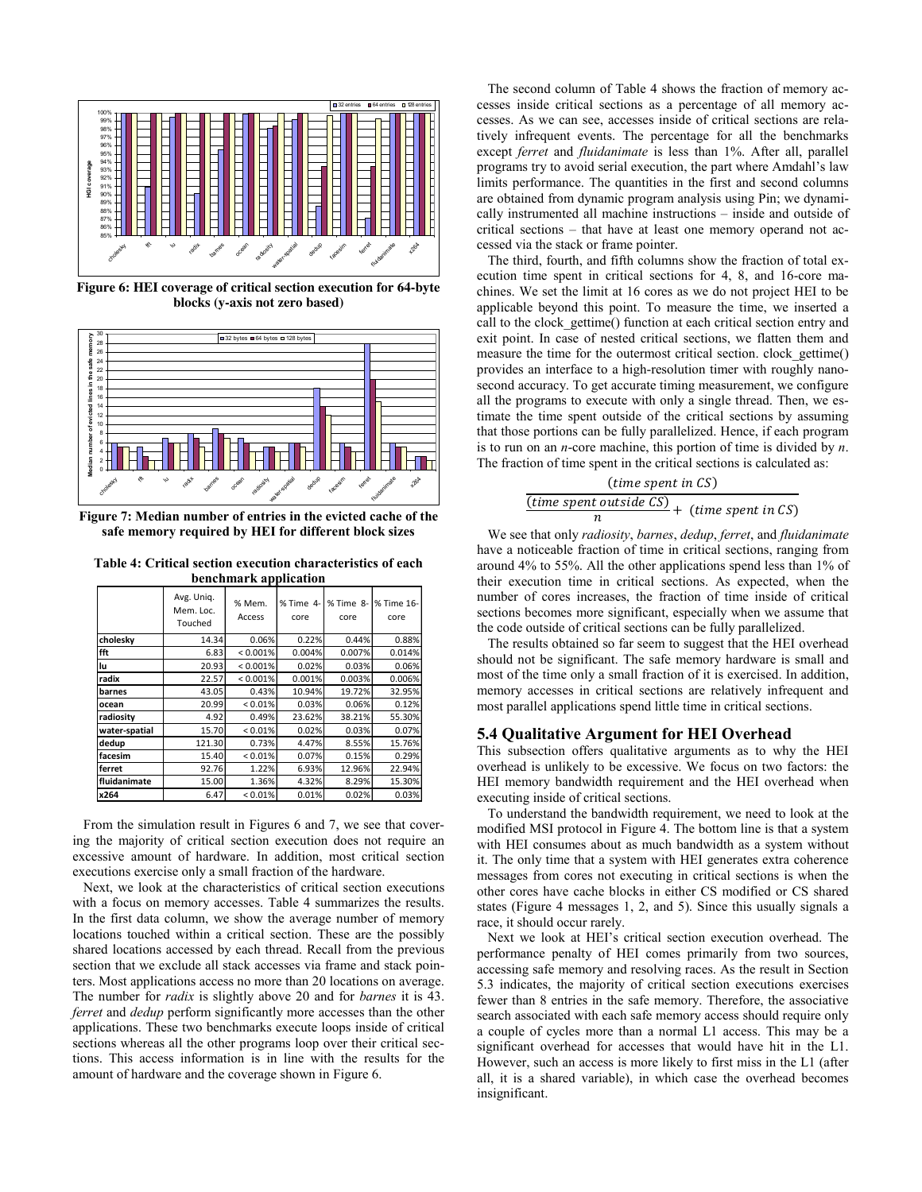**Figure 6: HEI coverage of critical section execution for 64-byte blocks (y-axis not zero based)**

**Figure 7: Median number of entries in the evicted cache of the safe memory required by HEI for different block sizes**

**Table 4: Critical section execution characteristics of each benchmark application**

| | Avg. Uniq. Mem. Loc. Touched | % Mem. Access | % Time 4-core | % Time 8-core | % Time 16-core |
|---|---|---|---|---|---|
| cholesky | 14.34 | 0.06% | 0.22% | 0.44% | 0.88% |
| fft | 6.83 | < 0.001% | 0.004% | 0.007% | 0.014% |
| lu | 20.93 | < 0.001% | 0.02% | 0.03% | 0.06% |
| radix | 22.57 | < 0.001% | 0.001% | 0.003% | 0.006% |
| barnes | 43.05 | 0.43% | 10.94% | 19.72% | 32.95% |
| ocean | 20.99 | < 0.01% | 0.03% | 0.06% | 0.12% |
| radiosity | 4.92 | 0.49% | 23.62% | 38.21% | 55.30% |
| water-spatial | 15.70 | < 0.01% | 0.02% | 0.03% | 0.07% |
| dedup | 121.30 | 0.73% | 4.47% | 8.55% | 15.76% |
| facesim | 15.40 | < 0.01% | 0.07% | 0.15% | 0.29% |
| ferret | 92.76 | 1.22% | 6.93% | 12.96% | 22.94% |
| fluidanimate | 15.00 | 1.36% | 4.32% | 8.29% | 15.30% |
| x264 | 6.47 | < 0.01% | 0.01% | 0.02% | 0.03% |

From the simulation result in Figures 6 and 7, we see that covering the majority of critical section execution does not require an excessive amount of hardware. In addition, most critical section executions exercise only a small fraction of the hardware.

Next, we look at the characteristics of critical section executions with a focus on memory accesses. Table 4 summarizes the results. In the first data column, we show the average number of memory locations touched within a critical section. These are the possibly shared locations accessed by each thread. Recall from the previous section that we exclude all stack accesses via frame and stack pointers. Most applications access no more than 20 locations on average. The number for *radix* is slightly above 20 and for *barnes* it is 43. *ferret* and *dedup* perform significantly more accesses than the other applications. These two benchmarks execute loops inside of critical sections whereas all the other programs loop over their critical sections. This access information is in line with the results for the amount of hardware and the coverage shown in Figure 6.

The second column of Table 4 shows the fraction of memory accesses inside critical sections as a percentage of all memory accesses. As we can see, accesses inside of critical sections are relatively infrequent events. The percentage for all the benchmarks except *ferret* and *fluidanimate* is less than 1%. After all, parallel programs try to avoid serial execution, the part where Amdahl's law limits performance. The quantities in the first and second columns are obtained from dynamic program analysis using Pin; we dynamically instrumented all machine instructions – inside and outside of critical sections – that have at least one memory operand not accessed via the stack or frame pointer.

The third, fourth, and fifth columns show the fraction of total execution time spent in critical sections for 4, 8, and 16-core machines. We set the limit at 16 cores as we do not project HEI to be applicable beyond this point. To measure the time, we inserted a call to the clock_gettime() function at each critical section entry and exit point. In case of nested critical sections, we flatten them and measure the time for the outermost critical section. clock_gettime() provides an interface to a high-resolution timer with roughly nanosecond accuracy. To get accurate timing measurement, we configure all the programs to execute with only a single thread. Then, we estimate the time spent outside of the critical sections by assuming that those portions can be fully parallelized. Hence, if each program is to run on an *n*-core machine, this portion of time is divided by *n*. The fraction of time spent in the critical sections is calculated as:

$$\frac{(time\ spent\ in\ CS)}{\frac{(time\ spent\ outside\ CS)}{n} + (time\ spent\ in\ CS)}$$

We see that only *radiosity*, *barnes*, *dedup*, *ferret*, and *fluidanimate* have a noticeable fraction of time in critical sections, ranging from around 4% to 55%. All the other applications spend less than 1% of their execution time in critical sections. As expected, when the number of cores increases, the fraction of time inside of critical sections becomes more significant, especially when we assume that the code outside of critical sections can be fully parallelized.

The results obtained so far seem to suggest that the HEI overhead should not be significant. The safe memory hardware is small and most of the time only a small fraction of it is exercised. In addition, memory accesses in critical sections are relatively infrequent and most parallel applications spend little time in critical sections.

## 5.4 Qualitative Argument for HEI Overhead

This subsection offers qualitative arguments as to why the HEI overhead is unlikely to be excessive. We focus on two factors: the HEI memory bandwidth requirement and the HEI overhead when executing inside of critical sections.

To understand the bandwidth requirement, we need to look at the modified MSI protocol in Figure 4. The bottom line is that a system with HEI consumes about as much bandwidth as a system without it. The only time that a system with HEI generates extra coherence messages from cores not executing in critical sections is when the other cores have cache blocks in either CS modified or CS shared states (Figure 4 messages 1, 2, and 5). Since this usually signals a race, it should occur rarely.

Next we look at HEI's critical section execution overhead. The performance penalty of HEI comes primarily from two sources, accessing safe memory and resolving races. As the result in Section 5.3 indicates, the majority of critical section executions exercises fewer than 8 entries in the safe memory. Therefore, the associative search associated with each safe memory access should require only a couple of cycles more than a normal L1 access. This may be a significant overhead for accesses that would have hit in the L1. However, such an access is more likely to first miss in the L1 (after all, it is a shared variable), in which case the overhead becomes insignificant.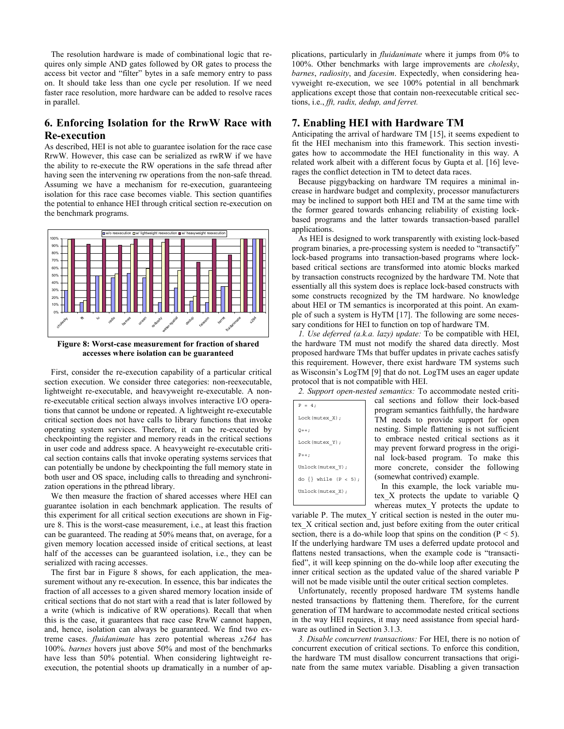The resolution hardware is made of combinational logic that requires only simple AND gates followed by OR gates to process the access bit vector and "filter" bytes in a safe memory entry to pass on. It should take less than one cycle per resolution. If we need faster race resolution, more hardware can be added to resolve races in parallel.

## 6. Enforcing Isolation for the RrwW Race with Re-execution

As described, HEI is not able to guarantee isolation for the race case RrwW. However, this case can be serialized as rwRW if we have the ability to re-execute the RW operations in the safe thread after having seen the intervening rw operations from the non-safe thread. Assuming we have a mechanism for re-execution, guaranteeing isolation for this race case becomes viable. This section quantifies the potential to enhance HEI through critical section re-execution on the benchmark programs.

**Figure 8: Worst-case measurement for fraction of shared accesses where isolation can be guaranteed**

First, consider the re-execution capability of a particular critical section execution. We consider three categories: non-reexecutable, lightweight re-executable, and heavyweight re-executable. A non-re-executable critical section always involves interactive I/O operations that cannot be undone or repeated. A lightweight re-executable critical section does not have calls to library functions that invoke operating system services. Therefore, it can be re-executed by checkpointing the register and memory reads in the critical sections in user code and address space. A heavyweight re-executable critical section contains calls that invoke operating systems services that can potentially be undone by checkpointing the full memory state in both user and OS space, including calls to threading and synchronization operations in the pthread library.

We then measure the fraction of shared accesses where HEI can guarantee isolation in each benchmark application. The results of this experiment for all critical section executions are shown in Figure 8. This is the worst-case measurement, i.e., at least this fraction can be guaranteed. The reading at 50% means that, on average, for a given memory location accessed inside of critical sections, at least half of the accesses can be guaranteed isolation, i.e., they can be serialized with racing accesses.

The first bar in Figure 8 shows, for each application, the measurement without any re-execution. In essence, this bar indicates the fraction of all accesses to a given shared memory location inside of critical sections that do not start with a read that is later followed by a write (which is indicative of RW operations). Recall that when this is the case, it guarantees that race case RrwW cannot happen, and, hence, isolation can always be guaranteed. We find two extreme cases. *fluidanimate* has zero potential whereas *x264* has 100%. *barnes* hovers just above 50% and most of the benchmarks have less than 50% potential. When considering lightweight re-execution, the potential shoots up dramatically in a number of applications, particularly in *fluidanimate* where it jumps from 0% to 100%. Other benchmarks with large improvements are *cholesky*, *barnes*, *radiosity*, and *facesim*. Expectedly, when considering heavyweight re-execution, we see 100% potential in all benchmark applications except those that contain non-reexecutable critical sections, i.e., *fft, radix, dedup, and ferret.*

## 7. Enabling HEI with Hardware TM

Anticipating the arrival of hardware TM [15], it seems expedient to fit the HEI mechanism into this framework. This section investigates how to accommodate the HEI functionality in this way. A related work albeit with a different focus by Gupta et al. [16] leverages the conflict detection in TM to detect data races.

Because piggybacking on hardware TM requires a minimal increase in hardware budget and complexity, processor manufacturers may be inclined to support both HEI and TM at the same time with the former geared towards enhancing reliability of existing lock-based programs and the latter towards transaction-based parallel applications.

As HEI is designed to work transparently with existing lock-based program binaries, a pre-processing system is needed to "transactify" lock-based programs into transaction-based programs where lock-based critical sections are transformed into atomic blocks marked by transaction constructs recognized by the hardware TM. Note that essentially all this system does is replace lock-based constructs with some constructs recognized by the TM hardware. No knowledge about HEI or TM semantics is incorporated at this point. An example of such a system is HyTM [17]. The following are some necessary conditions for HEI to function on top of hardware TM.

*1. Use deferred (a.k.a. lazy) update:* To be compatible with HEI, the hardware TM must not modify the shared data directly. Most proposed hardware TMs that buffer updates in private caches satisfy this requirement. However, there exist hardware TM systems such as Wisconsin's LogTM [9] that do not. LogTM uses an eager update protocol that is not compatible with HEI.

*2. Support open-nested semantics:* To accommodate nested critical sections and follow their lock-based program semantics faithfully, the hardware TM needs to provide support for open nesting. Simple flattening is not sufficient to embrace nested critical sections as it may prevent forward progress in the original lock-based program. To make this more concrete, consider the following (somewhat contrived) example.

```
P = 4;
Lock(mutex_X);
Q++;
Lock(mutex_Y);
P++;
Unlock(mutex_Y);
do {} while (P < 5);
Unlock(mutex_X);
```

In this example, the lock variable mutex_X protects the update to variable Q whereas mutex_Y protects the update to variable P. The mutex_Y critical section is nested in the outer mutex_X critical section and, just before exiting from the outer critical section, there is a do-while loop that spins on the condition ($P < 5$). If the underlying hardware TM uses a deferred update protocol and flattens nested transactions, when the example code is "transactified", it will keep spinning on the do-while loop after executing the inner critical section as the updated value of the shared variable P will not be made visible until the outer critical section completes.

Unfortunately, recently proposed hardware TM systems handle nested transactions by flattening them. Therefore, for the current generation of TM hardware to accommodate nested critical sections in the way HEI requires, it may need assistance from special hardware as outlined in Section 3.1.3.

*3. Disable concurrent transactions:* For HEI, there is no notion of concurrent execution of critical sections. To enforce this condition, the hardware TM must disallow concurrent transactions that originate from the same mutex variable. Disabling a given transaction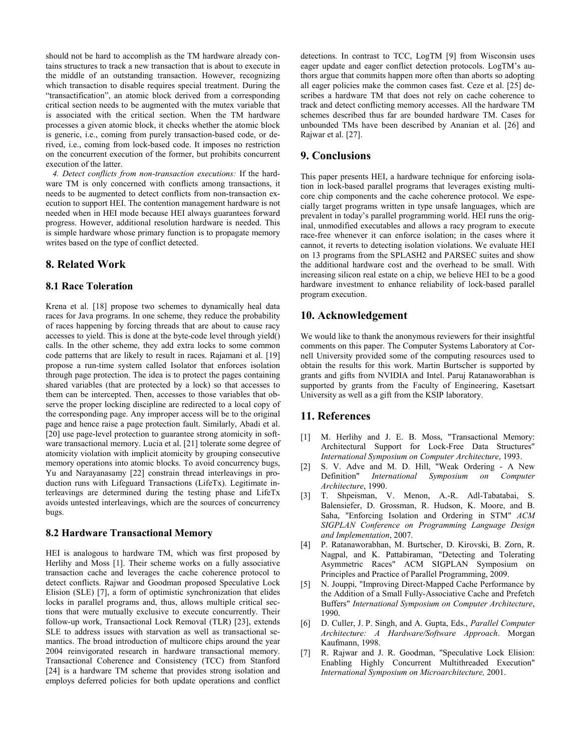should not be hard to accomplish as the TM hardware already contains structures to track a new transaction that is about to execute in the middle of an outstanding transaction. However, recognizing which transaction to disable requires special treatment. During the "transactification", an atomic block derived from a corresponding critical section needs to be augmented with the mutex variable that is associated with the critical section. When the TM hardware processes a given atomic block, it checks whether the atomic block is generic, i.e., coming from purely transaction-based code, or derived, i.e., coming from lock-based code. It imposes no restriction on the concurrent execution of the former, but prohibits concurrent execution of the latter.

*4. Detect conflicts from non-transaction executions:* If the hardware TM is only concerned with conflicts among transactions, it needs to be augmented to detect conflicts from non-transaction execution to support HEI. The contention management hardware is not needed when in HEI mode because HEI always guarantees forward progress. However, additional resolution hardware is needed. This is simple hardware whose primary function is to propagate memory writes based on the type of conflict detected.

## 8. Related Work

### 8.1 Race Toleration

Krena et al. [18] propose two schemes to dynamically heal data races for Java programs. In one scheme, they reduce the probability of races happening by forcing threads that are about to cause racy accesses to yield. This is done at the byte-code level through yield() calls. In the other scheme, they add extra locks to some common code patterns that are likely to result in races. Rajamani et al. [19] propose a run-time system called Isolator that enforces isolation through page protection. The idea is to protect the pages containing shared variables (that are protected by a lock) so that accesses to them can be intercepted. Then, accesses to those variables that observe the proper locking discipline are redirected to a local copy of the corresponding page. Any improper access will be to the original page and hence raise a page protection fault. Similarly, Abadi et al. [20] use page-level protection to guarantee strong atomicity in software transactional memory. Lucia et al. [21] tolerate some degree of atomicity violation with implicit atomicity by grouping consecutive memory operations into atomic blocks. To avoid concurrency bugs, Yu and Narayanasamy [22] constrain thread interleavings in production runs with Lifeguard Transactions (LifeTx). Legitimate interleavings are determined during the testing phase and LifeTx avoids untested interleavings, which are the sources of concurrency bugs.

### 8.2 Hardware Transactional Memory

HEI is analogous to hardware TM, which was first proposed by Herlihy and Moss [1]. Their scheme works on a fully associative transaction cache and leverages the cache coherence protocol to detect conflicts. Rajwar and Goodman proposed Speculative Lock Elision (SLE) [7], a form of optimistic synchronization that elides locks in parallel programs and, thus, allows multiple critical sections that were mutually exclusive to execute concurrently. Their follow-up work, Transactional Lock Removal (TLR) [23], extends SLE to address issues with starvation as well as transactional semantics. The broad introduction of multicore chips around the year 2004 reinvigorated research in hardware transactional memory. Transactional Coherence and Consistency (TCC) from Stanford [24] is a hardware TM scheme that provides strong isolation and employs deferred policies for both update operations and conflict detections. In contrast to TCC, LogTM [9] from Wisconsin uses eager update and eager conflict detection protocols. LogTM's authors argue that commits happen more often than aborts so adopting all eager policies make the common cases fast. Ceze et al. [25] describes a hardware TM that does not rely on cache coherence to track and detect conflicting memory accesses. All the hardware TM schemes described thus far are bounded hardware TM. Cases for unbounded TMs have been described by Ananian et al. [26] and Rajwar et al. [27].

## 9. Conclusions

This paper presents HEI, a hardware technique for enforcing isolation in lock-based parallel programs that leverages existing multicore chip components and the cache coherence protocol. We especially target programs written in type unsafe languages, which are prevalent in today's parallel programming world. HEI runs the original, unmodified executables and allows a racy program to execute race-free whenever it can enforce isolation; in the cases where it cannot, it reverts to detecting isolation violations. We evaluate HEI on 13 programs from the SPLASH2 and PARSEC suites and show the additional hardware cost and the overhead to be small. With increasing silicon real estate on a chip, we believe HEI to be a good hardware investment to enhance reliability of lock-based parallel program execution.

## 10. Acknowledgement

We would like to thank the anonymous reviewers for their insightful comments on this paper. The Computer Systems Laboratory at Cornell University provided some of the computing resources used to obtain the results for this work. Martin Burtscher is supported by grants and gifts from NVIDIA and Intel. Paruj Ratanaworabhan is supported by grants from the Faculty of Engineering, Kasetsart University as well as a gift from the KSIP laboratory.

## 11. References

[1] M. Herlihy and J. E. B. Moss, "Transactional Memory: Architectural Support for Lock-Free Data Structures" *International Symposium on Computer Architecture*, 1993.

[2] S. V. Adve and M. D. Hill, "Weak Ordering - A New Definition" *International Symposium on Computer Architecture*, 1990.

[3] T. Shpeisman, V. Menon, A.-R. Adl-Tabatabai, S. Balensiefer, D. Grossman, R. Hudson, K. Moore, and B. Saha, "Enforcing Isolation and Ordering in STM" *ACM SIGPLAN Conference on Programming Language Design and Implementation*, 2007.

[4] P. Ratanaworabhan, M. Burtscher, D. Kirovski, B. Zorn, R. Nagpal, and K. Pattabiraman, "Detecting and Tolerating Asymmetric Races" ACM SIGPLAN Symposium on Principles and Practice of Parallel Programming, 2009.

[5] N. Jouppi, "Improving Direct-Mapped Cache Performance by the Addition of a Small Fully-Associative Cache and Prefetch Buffers" *International Symposium on Computer Architecture*, 1990.

[6] D. Culler, J. P. Singh, and A. Gupta, Eds., *Parallel Computer Architecture: A Hardware/Software Approach*. Morgan Kaufmann, 1998.

[7] R. Rajwar and J. R. Goodman, "Speculative Lock Elision: Enabling Highly Concurrent Multithreaded Execution" *International Symposium on Microarchitecture,* 2001.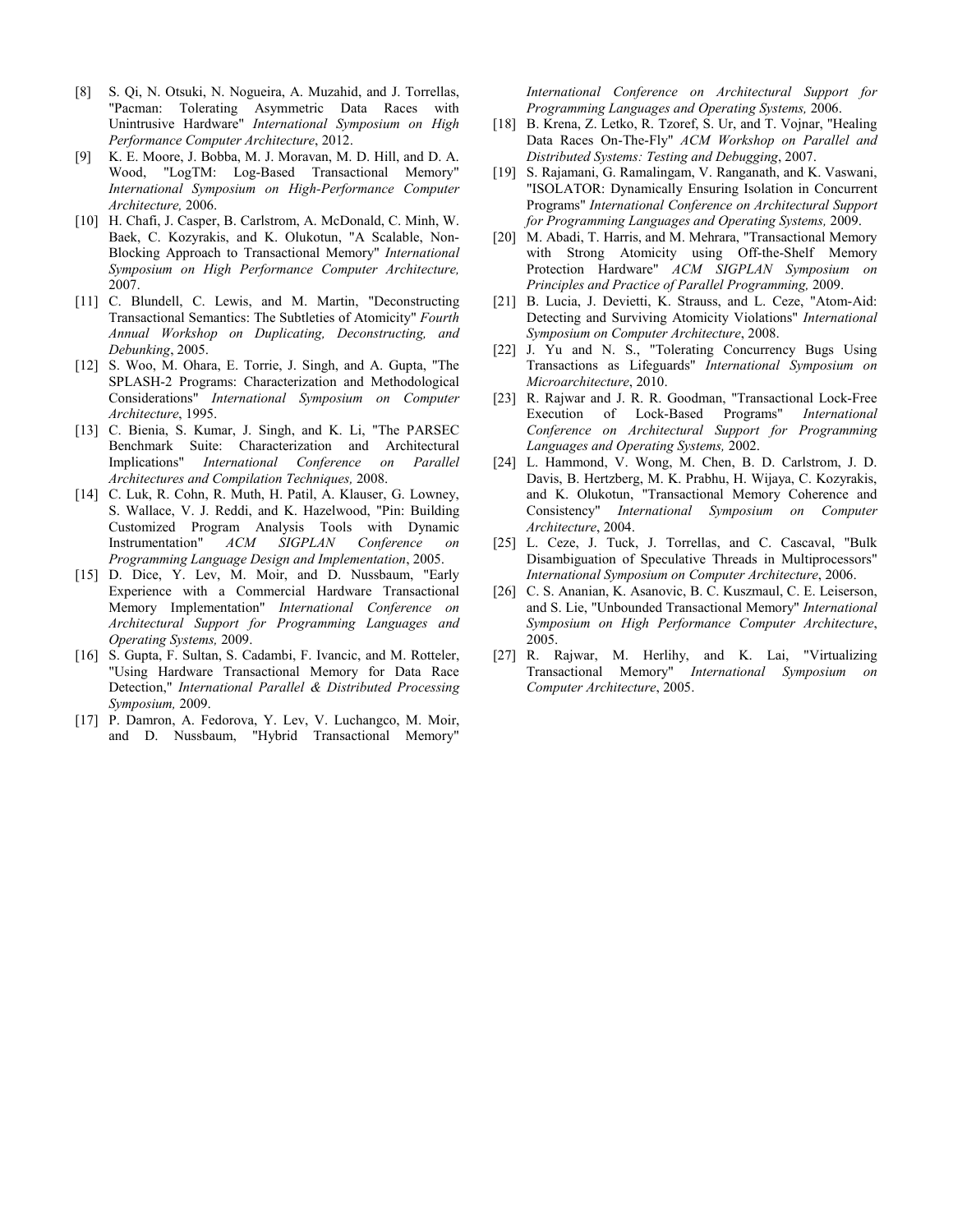[8] S. Qi, N. Otsuki, N. Nogueira, A. Muzahid, and J. Torrellas, "Pacman: Tolerating Asymmetric Data Races with Unintrusive Hardware" *International Symposium on High Performance Computer Architecture*, 2012.

[9] K. E. Moore, J. Bobba, M. J. Moravan, M. D. Hill, and D. A. Wood, "LogTM: Log-Based Transactional Memory" *International Symposium on High-Performance Computer Architecture,* 2006.

[10] H. Chafi, J. Casper, B. Carlstrom, A. McDonald, C. Minh, W. Baek, C. Kozyrakis, and K. Olukotun, "A Scalable, Non-Blocking Approach to Transactional Memory" *International Symposium on High Performance Computer Architecture,* 2007.

[11] C. Blundell, C. Lewis, and M. Martin, "Deconstructing Transactional Semantics: The Subtleties of Atomicity" *Fourth Annual Workshop on Duplicating, Deconstructing, and Debunking*, 2005.

[12] S. Woo, M. Ohara, E. Torrie, J. Singh, and A. Gupta, "The SPLASH-2 Programs: Characterization and Methodological Considerations" *International Symposium on Computer Architecture*, 1995.

[13] C. Bienia, S. Kumar, J. Singh, and K. Li, "The PARSEC Benchmark Suite: Characterization and Architectural Implications" *International Conference on Parallel Architectures and Compilation Techniques,* 2008.

[14] C. Luk, R. Cohn, R. Muth, H. Patil, A. Klauser, G. Lowney, S. Wallace, V. J. Reddi, and K. Hazelwood, "Pin: Building Customized Program Analysis Tools with Dynamic Instrumentation" *ACM SIGPLAN Conference on Programming Language Design and Implementation*, 2005.

[15] D. Dice, Y. Lev, M. Moir, and D. Nussbaum, "Early Experience with a Commercial Hardware Transactional Memory Implementation" *International Conference on Architectural Support for Programming Languages and Operating Systems,* 2009.

[16] S. Gupta, F. Sultan, S. Cadambi, F. Ivancic, and M. Rotteler, "Using Hardware Transactional Memory for Data Race Detection," *International Parallel & Distributed Processing Symposium,* 2009.

[17] P. Damron, A. Fedorova, Y. Lev, V. Luchangco, M. Moir, and D. Nussbaum, "Hybrid Transactional Memory" *International Conference on Architectural Support for Programming Languages and Operating Systems,* 2006.

[18] B. Krena, Z. Letko, R. Tzoref, S. Ur, and T. Vojnar, "Healing Data Races On-The-Fly" *ACM Workshop on Parallel and Distributed Systems: Testing and Debugging*, 2007.

[19] S. Rajamani, G. Ramalingam, V. Ranganath, and K. Vaswani, "ISOLATOR: Dynamically Ensuring Isolation in Concurrent Programs" *International Conference on Architectural Support for Programming Languages and Operating Systems,* 2009.

[20] M. Abadi, T. Harris, and M. Mehrara, "Transactional Memory with Strong Atomicity using Off-the-Shelf Memory Protection Hardware" *ACM SIGPLAN Symposium on Principles and Practice of Parallel Programming,* 2009.

[21] B. Lucia, J. Devietti, K. Strauss, and L. Ceze, "Atom-Aid: Detecting and Surviving Atomicity Violations" *International Symposium on Computer Architecture*, 2008.

[22] J. Yu and N. S., "Tolerating Concurrency Bugs Using Transactions as Lifeguards" *International Symposium on Microarchitecture*, 2010.

[23] R. Rajwar and J. R. R. Goodman, "Transactional Lock-Free Execution of Lock-Based Programs" *International Conference on Architectural Support for Programming Languages and Operating Systems,* 2002.

[24] L. Hammond, V. Wong, M. Chen, B. D. Carlstrom, J. D. Davis, B. Hertzberg, M. K. Prabhu, H. Wijaya, C. Kozyrakis, and K. Olukotun, "Transactional Memory Coherence and Consistency" *International Symposium on Computer Architecture*, 2004.

[25] L. Ceze, J. Tuck, J. Torrellas, and C. Cascaval, "Bulk Disambiguation of Speculative Threads in Multiprocessors" *International Symposium on Computer Architecture*, 2006.

[26] C. S. Ananian, K. Asanovic, B. C. Kuszmaul, C. E. Leiserson, and S. Lie, "Unbounded Transactional Memory" *International Symposium on High Performance Computer Architecture*, 2005.

[27] R. Rajwar, M. Herlihy, and K. Lai, "Virtualizing Transactional Memory" *International Symposium on Computer Architecture*, 2005.